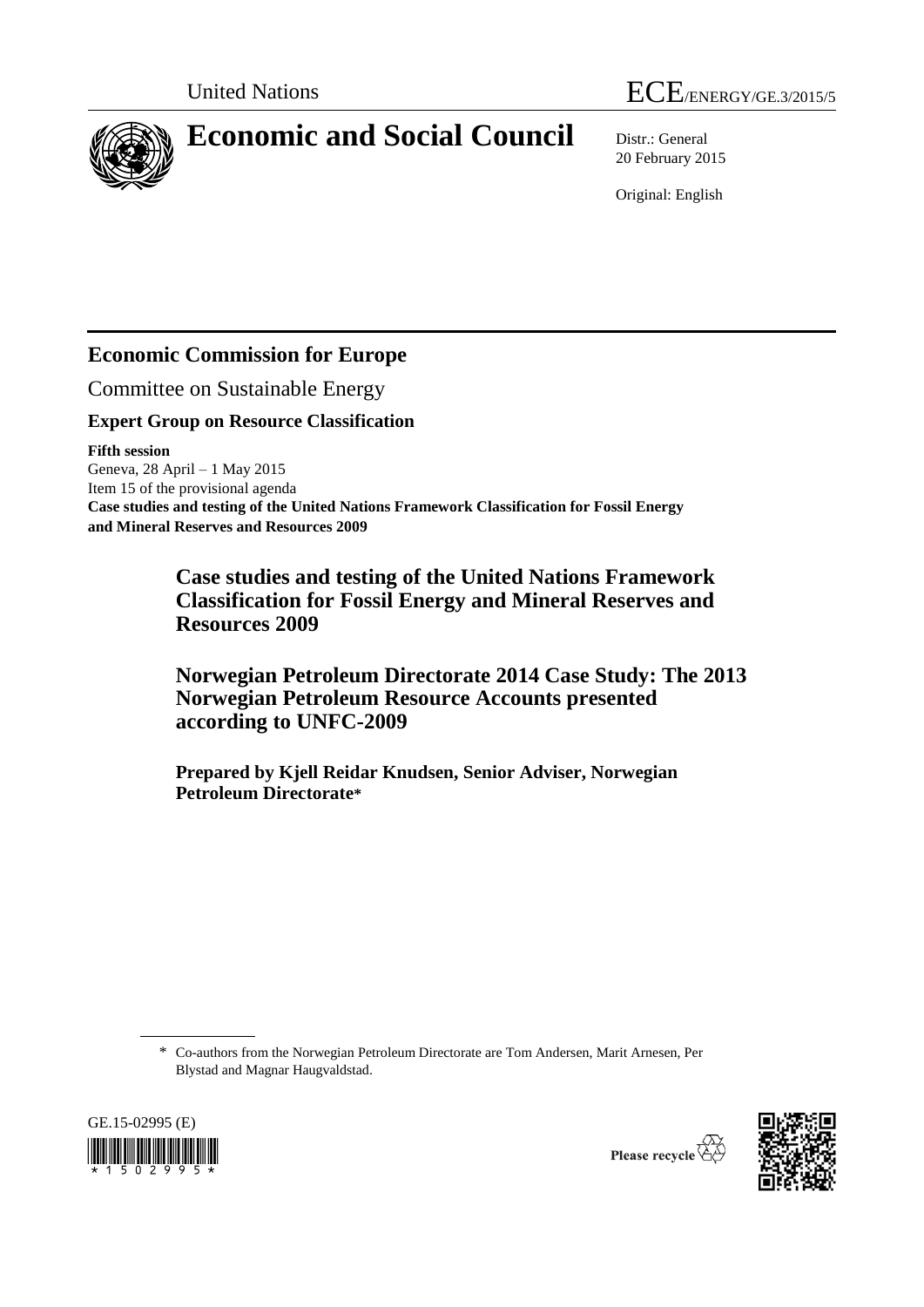United Nations ECE/ENERGY/GE.3/2015/5

# Economic and Social Council

Distr.: General
20 February 2015

Original: English

## Economic Commission for Europe

Committee on Sustainable Energy

### Expert Group on Resource Classification

**Fifth session**
Geneva, 28 April – 1 May 2015
Item 15 of the provisional agenda
**Case studies and testing of the United Nations Framework Classification for Fossil Energy and Mineral Reserves and Resources 2009**

## Case studies and testing of the United Nations Framework Classification for Fossil Energy and Mineral Reserves and Resources 2009

## Norwegian Petroleum Directorate 2014 Case Study: The 2013 Norwegian Petroleum Resource Accounts presented according to UNFC-2009

**Prepared by Kjell Reidar Knudsen, Senior Adviser, Norwegian Petroleum Directorate***

\* Co-authors from the Norwegian Petroleum Directorate are Tom Andersen, Marit Arnesen, Per Blystad and Magnar Haugvaldstad.

GE.15-02995 (E)

Please recycle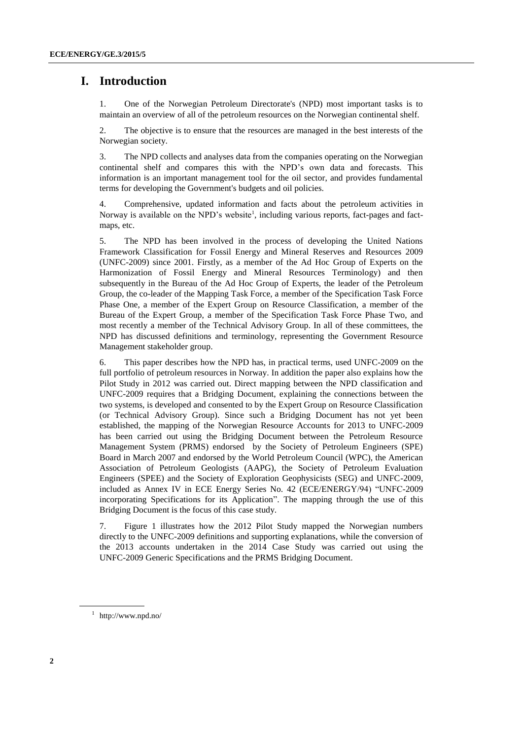# I. Introduction

1. One of the Norwegian Petroleum Directorate's (NPD) most important tasks is to maintain an overview of all of the petroleum resources on the Norwegian continental shelf.

2. The objective is to ensure that the resources are managed in the best interests of the Norwegian society.

3. The NPD collects and analyses data from the companies operating on the Norwegian continental shelf and compares this with the NPD's own data and forecasts. This information is an important management tool for the oil sector, and provides fundamental terms for developing the Government's budgets and oil policies.

4. Comprehensive, updated information and facts about the petroleum activities in Norway is available on the NPD's website[1], including various reports, fact-pages and fact-maps, etc.

5. The NPD has been involved in the process of developing the United Nations Framework Classification for Fossil Energy and Mineral Reserves and Resources 2009 (UNFC-2009) since 2001. Firstly, as a member of the Ad Hoc Group of Experts on the Harmonization of Fossil Energy and Mineral Resources Terminology) and then subsequently in the Bureau of the Ad Hoc Group of Experts, the leader of the Petroleum Group, the co-leader of the Mapping Task Force, a member of the Specification Task Force Phase One, a member of the Expert Group on Resource Classification, a member of the Bureau of the Expert Group, a member of the Specification Task Force Phase Two, and most recently a member of the Technical Advisory Group. In all of these committees, the NPD has discussed definitions and terminology, representing the Government Resource Management stakeholder group.

6. This paper describes how the NPD has, in practical terms, used UNFC-2009 on the full portfolio of petroleum resources in Norway. In addition the paper also explains how the Pilot Study in 2012 was carried out. Direct mapping between the NPD classification and UNFC-2009 requires that a Bridging Document, explaining the connections between the two systems, is developed and consented to by the Expert Group on Resource Classification (or Technical Advisory Group). Since such a Bridging Document has not yet been established, the mapping of the Norwegian Resource Accounts for 2013 to UNFC-2009 has been carried out using the Bridging Document between the Petroleum Resource Management System (PRMS) endorsed by the Society of Petroleum Engineers (SPE) Board in March 2007 and endorsed by the World Petroleum Council (WPC), the American Association of Petroleum Geologists (AAPG), the Society of Petroleum Evaluation Engineers (SPEE) and the Society of Exploration Geophysicists (SEG) and UNFC-2009, included as Annex IV in ECE Energy Series No. 42 (ECE/ENERGY/94) "UNFC-2009 incorporating Specifications for its Application". The mapping through the use of this Bridging Document is the focus of this case study.

7. Figure 1 illustrates how the 2012 Pilot Study mapped the Norwegian numbers directly to the UNFC-2009 definitions and supporting explanations, while the conversion of the 2013 accounts undertaken in the 2014 Case Study was carried out using the UNFC-2009 Generic Specifications and the PRMS Bridging Document.

[1] http://www.npd.no/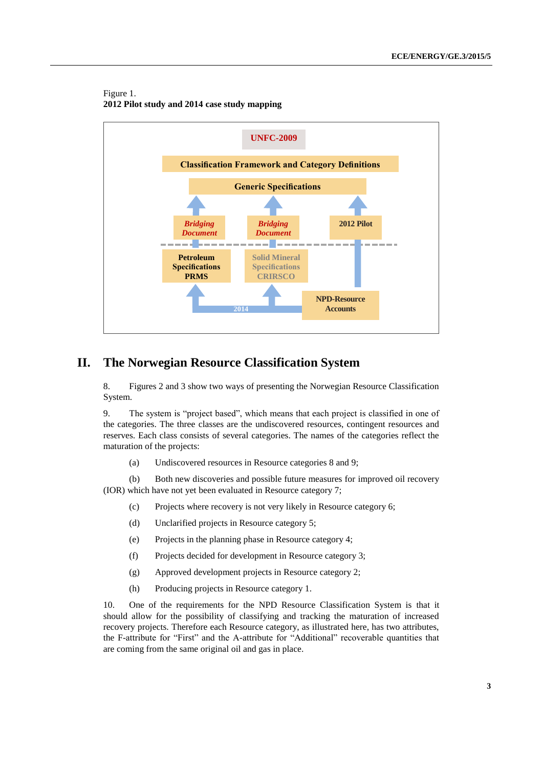Figure 1.
**2012 Pilot study and 2014 case study mapping**

UNFC-2009

Classification Framework and Category Definitions

Generic Specifications

*Bridging Document* | *Bridging Document* | 2012 Pilot

Petroleum Specifications PRMS | Solid Mineral Specifications CRIRSCO

2014

NPD-Resource Accounts

# II. The Norwegian Resource Classification System

8. Figures 2 and 3 show two ways of presenting the Norwegian Resource Classification System.

9. The system is "project based", which means that each project is classified in one of the categories. The three classes are the undiscovered resources, contingent resources and reserves. Each class consists of several categories. The names of the categories reflect the maturation of the projects:

(a) Undiscovered resources in Resource categories 8 and 9;

(b) Both new discoveries and possible future measures for improved oil recovery (IOR) which have not yet been evaluated in Resource category 7;

(c) Projects where recovery is not very likely in Resource category 6;

(d) Unclarified projects in Resource category 5;

(e) Projects in the planning phase in Resource category 4;

(f) Projects decided for development in Resource category 3;

(g) Approved development projects in Resource category 2;

(h) Producing projects in Resource category 1.

10. One of the requirements for the NPD Resource Classification System is that it should allow for the possibility of classifying and tracking the maturation of increased recovery projects. Therefore each Resource category, as illustrated here, has two attributes, the F-attribute for "First" and the A-attribute for "Additional" recoverable quantities that are coming from the same original oil and gas in place.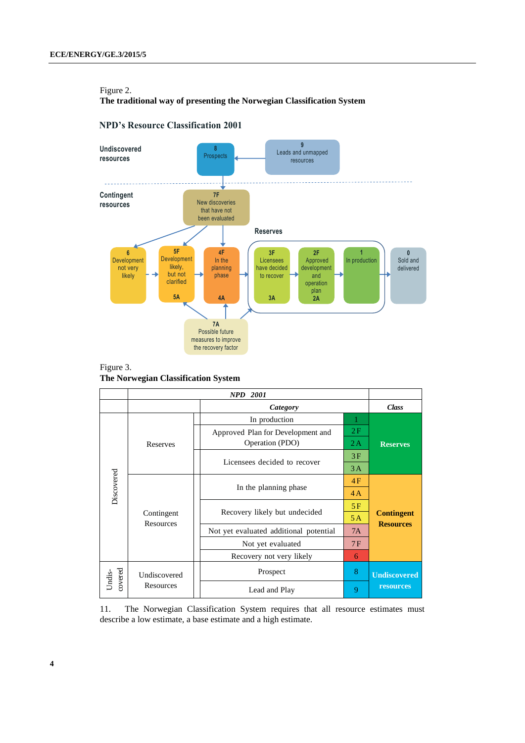Figure 2.
**The traditional way of presenting the Norwegian Classification System**

**NPD's Resource Classification 2001**

Undiscovered resources

- 8 Prospects
- 9 Leads and unmapped resources

Contingent resources

- 7F New discoveries that have not been evaluated
- 6 Development not very likely
- 5F Development likely, but not clarified 5A
- 4F In the planning phase 4A
- 7A Possible future measures to improve the recovery factor

Reserves

- 3F Licensees have decided to recover 3A
- 2F Approved development and operation plan 2A
- 1 In production
- 0 Sold and delivered

Figure 3.
**The Norwegian Classification System**

| | *NPD 2001* | | | *Class* |
|---|---|---|---|---|
| | | ***Category*** | | |
| Discovered | Reserves | In production | 1 | **Reserves** |
| | | Approved Plan for Development and Operation (PDO) | 2F | |
| | | | 2A | |
| | | Licensees decided to recover | 3F | |
| | | | 3A | |
| | Contingent Resources | In the planning phase | 4F | **Contingent Resources** |
| | | | 4A | |
| | | Recovery likely but undecided | 5F | |
| | | | 5A | |
| | | Not yet evaluated additional potential | 7A | |
| | | Not yet evaluated | 7F | |
| | | Recovery not very likely | 6 | |
| Undis-covered | Undiscovered Resources | Prospect | 8 | **Undiscovered resources** |
| | | Lead and Play | 9 | |

11. The Norwegian Classification System requires that all resource estimates must describe a low estimate, a base estimate and a high estimate.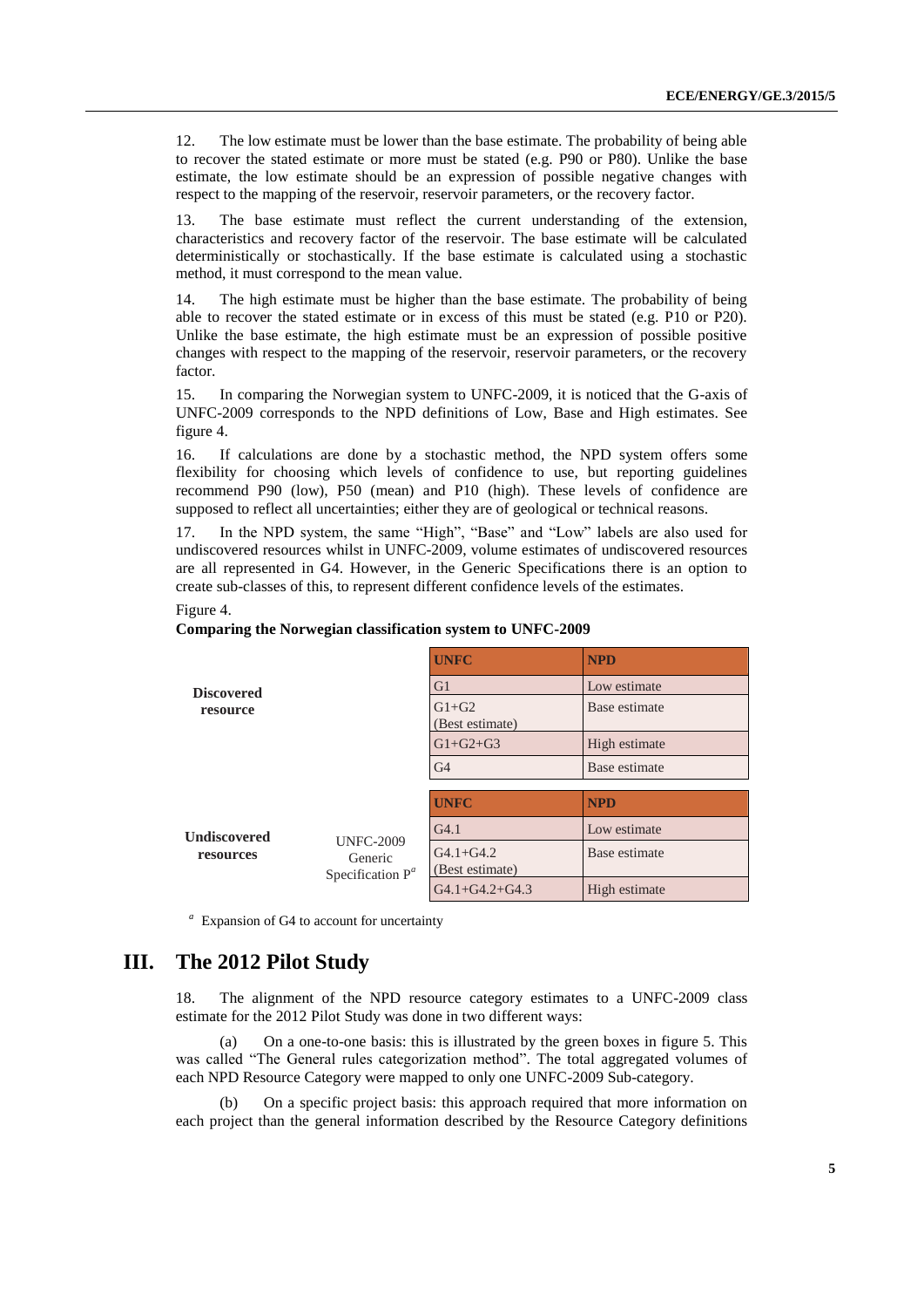12. The low estimate must be lower than the base estimate. The probability of being able to recover the stated estimate or more must be stated (e.g. P90 or P80). Unlike the base estimate, the low estimate should be an expression of possible negative changes with respect to the mapping of the reservoir, reservoir parameters, or the recovery factor.

13. The base estimate must reflect the current understanding of the extension, characteristics and recovery factor of the reservoir. The base estimate will be calculated deterministically or stochastically. If the base estimate is calculated using a stochastic method, it must correspond to the mean value.

14. The high estimate must be higher than the base estimate. The probability of being able to recover the stated estimate or in excess of this must be stated (e.g. P10 or P20). Unlike the base estimate, the high estimate must be an expression of possible positive changes with respect to the mapping of the reservoir, reservoir parameters, or the recovery factor.

15. In comparing the Norwegian system to UNFC-2009, it is noticed that the G-axis of UNFC-2009 corresponds to the NPD definitions of Low, Base and High estimates. See figure 4.

16. If calculations are done by a stochastic method, the NPD system offers some flexibility for choosing which levels of confidence to use, but reporting guidelines recommend P90 (low), P50 (mean) and P10 (high). These levels of confidence are supposed to reflect all uncertainties; either they are of geological or technical reasons.

17. In the NPD system, the same "High", "Base" and "Low" labels are also used for undiscovered resources whilst in UNFC-2009, volume estimates of undiscovered resources are all represented in G4. However, in the Generic Specifications there is an option to create sub-classes of this, to represent different confidence levels of the estimates.

Figure 4.

**Comparing the Norwegian classification system to UNFC-2009**

| | | UNFC | NPD |
|---|---|---|---|
| **Discovered resource** | | G1 | Low estimate |
| | | G1+G2 (Best estimate) | Base estimate |
| | | G1+G2+G3 | High estimate |
| | | G4 | Base estimate |

| | | UNFC | NPD |
|---|---|---|---|
| **Undiscovered resources** | UNFC-2009 Generic Specification P[a] | G4.1 | Low estimate |
| | | G4.1+G4.2 (Best estimate) | Base estimate |
| | | G4.1+G4.2+G4.3 | High estimate |

[a] Expansion of G4 to account for uncertainty

## III. The 2012 Pilot Study

18. The alignment of the NPD resource category estimates to a UNFC-2009 class estimate for the 2012 Pilot Study was done in two different ways:

(a) On a one-to-one basis: this is illustrated by the green boxes in figure 5. This was called "The General rules categorization method". The total aggregated volumes of each NPD Resource Category were mapped to only one UNFC-2009 Sub-category.

(b) On a specific project basis: this approach required that more information on each project than the general information described by the Resource Category definitions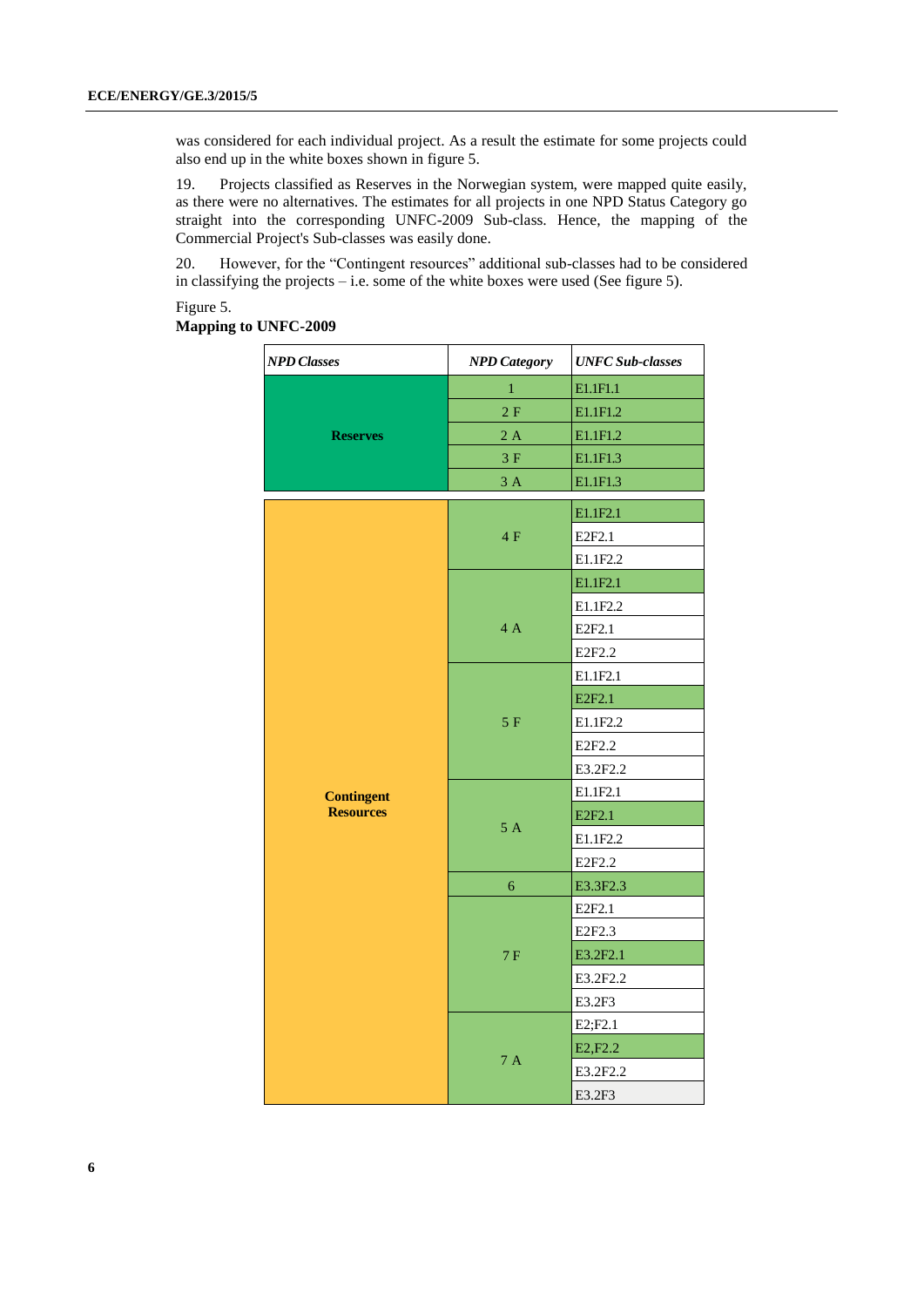was considered for each individual project. As a result the estimate for some projects could also end up in the white boxes shown in figure 5.

19. Projects classified as Reserves in the Norwegian system, were mapped quite easily, as there were no alternatives. The estimates for all projects in one NPD Status Category go straight into the corresponding UNFC-2009 Sub-class. Hence, the mapping of the Commercial Project's Sub-classes was easily done.

20. However, for the "Contingent resources" additional sub-classes had to be considered in classifying the projects – i.e. some of the white boxes were used (See figure 5).

Figure 5.
**Mapping to UNFC-2009**

| *NPD Classes* | *NPD Category* | *UNFC Sub-classes* |
|---|---|---|
| **Reserves** | 1 | E1.1F1.1 |
| | 2 F | E1.1F1.2 |
| | 2 A | E1.1F1.2 |
| | 3 F | E1.1F1.3 |
| | 3 A | E1.1F1.3 |
| **Contingent Resources** | 4 F | E1.1F2.1 |
| | | E2F2.1 |
| | | E1.1F2.2 |
| | 4 A | E1.1F2.1 |
| | | E1.1F2.2 |
| | | E2F2.1 |
| | | E2F2.2 |
| | 5 F | E1.1F2.1 |
| | | E2F2.1 |
| | | E1.1F2.2 |
| | | E2F2.2 |
| | | E3.2F2.2 |
| | 5 A | E1.1F2.1 |
| | | E2F2.1 |
| | | E1.1F2.2 |
| | | E2F2.2 |
| | 6 | E3.3F2.3 |
| | 7 F | E2F2.1 |
| | | E2F2.3 |
| | | E3.2F2.1 |
| | | E3.2F2.2 |
| | | E3.2F3 |
| | 7 A | E2;F2.1 |
| | | E2,F2.2 |
| | | E3.2F2.2 |
| | | E3.2F3 |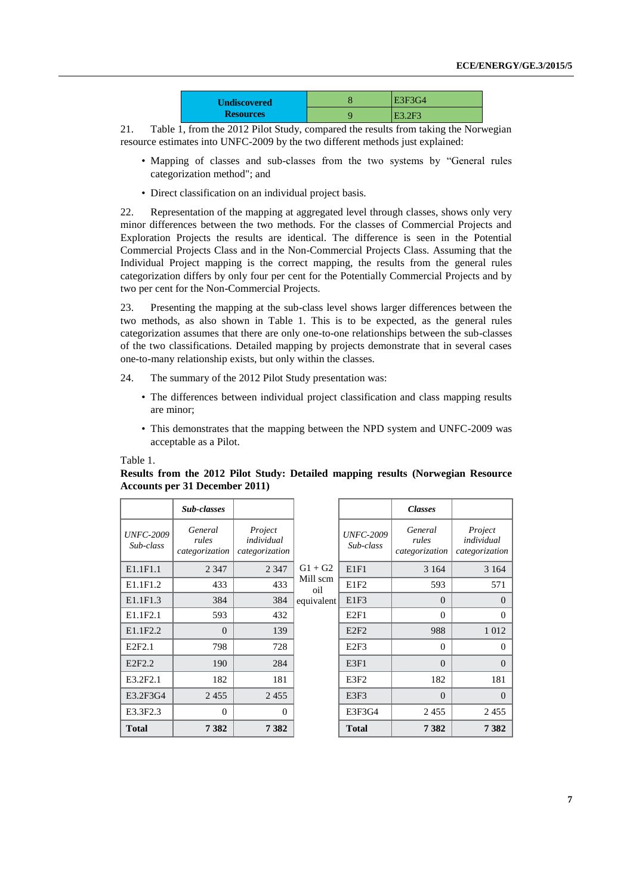| Undiscovered Resources | 8 | E3F3G4 |
|---|---|---|
| | 9 | E3.2F3 |

21. Table 1, from the 2012 Pilot Study, compared the results from taking the Norwegian resource estimates into UNFC-2009 by the two different methods just explained:

- Mapping of classes and sub-classes from the two systems by "General rules categorization method"; and
- Direct classification on an individual project basis.

22. Representation of the mapping at aggregated level through classes, shows only very minor differences between the two methods. For the classes of Commercial Projects and Exploration Projects the results are identical. The difference is seen in the Potential Commercial Projects Class and in the Non-Commercial Projects Class. Assuming that the Individual Project mapping is the correct mapping, the results from the general rules categorization differs by only four per cent for the Potentially Commercial Projects and by two per cent for the Non-Commercial Projects.

23. Presenting the mapping at the sub-class level shows larger differences between the two methods, as also shown in Table 1. This is to be expected, as the general rules categorization assumes that there are only one-to-one relationships between the sub-classes of the two classifications. Detailed mapping by projects demonstrate that in several cases one-to-many relationship exists, but only within the classes.

24. The summary of the 2012 Pilot Study presentation was:

- The differences between individual project classification and class mapping results are minor;
- This demonstrates that the mapping between the NPD system and UNFC-2009 was acceptable as a Pilot.

Table 1.

**Results from the 2012 Pilot Study: Detailed mapping results (Norwegian Resource Accounts per 31 December 2011)**

| | ***Sub-classes*** | | | | ***Classes*** | |
|---|---|---|---|---|---|---|
| *UNFC-2009 Sub-class* | *General rules categorization* | *Project individual categorization* | | *UNFC-2009 Sub-class* | *General rules categorization* | *Project individual categorization* |
| E1.1F1.1 | 2 347 | 2 347 | G1 + G2 Mill scm oil equivalent | E1F1 | 3 164 | 3 164 |
| E1.1F1.2 | 433 | 433 | | E1F2 | 593 | 571 |
| E1.1F1.3 | 384 | 384 | | E1F3 | 0 | 0 |
| E1.1F2.1 | 593 | 432 | | E2F1 | 0 | 0 |
| E1.1F2.2 | 0 | 139 | | E2F2 | 988 | 1 012 |
| E2F2.1 | 798 | 728 | | E2F3 | 0 | 0 |
| E2F2.2 | 190 | 284 | | E3F1 | 0 | 0 |
| E3.2F2.1 | 182 | 181 | | E3F2 | 182 | 181 |
| E3.2F3G4 | 2 455 | 2 455 | | E3F3 | 0 | 0 |
| E3.3F2.3 | 0 | 0 | | E3F3G4 | 2 455 | 2 455 |
| **Total** | **7 382** | **7 382** | | **Total** | **7 382** | **7 382** |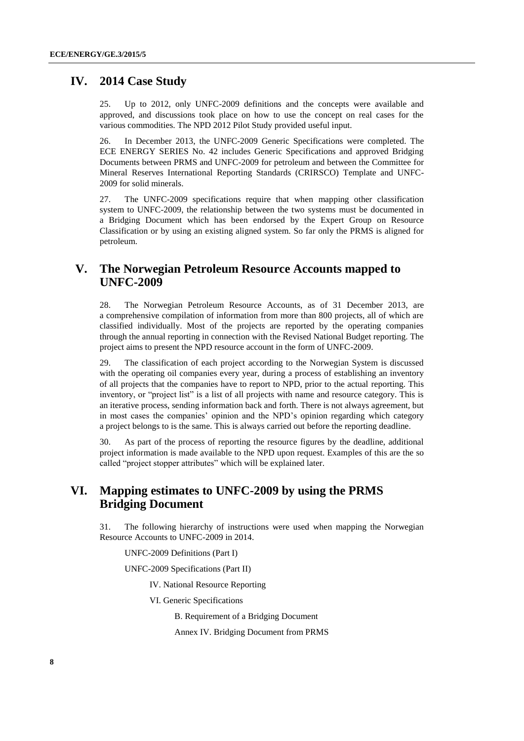## IV. 2014 Case Study

25. Up to 2012, only UNFC-2009 definitions and the concepts were available and approved, and discussions took place on how to use the concept on real cases for the various commodities. The NPD 2012 Pilot Study provided useful input.

26. In December 2013, the UNFC-2009 Generic Specifications were completed. The ECE ENERGY SERIES No. 42 includes Generic Specifications and approved Bridging Documents between PRMS and UNFC-2009 for petroleum and between the Committee for Mineral Reserves International Reporting Standards (CRIRSCO) Template and UNFC-2009 for solid minerals.

27. The UNFC-2009 specifications require that when mapping other classification system to UNFC-2009, the relationship between the two systems must be documented in a Bridging Document which has been endorsed by the Expert Group on Resource Classification or by using an existing aligned system. So far only the PRMS is aligned for petroleum.

## V. The Norwegian Petroleum Resource Accounts mapped to UNFC-2009

28. The Norwegian Petroleum Resource Accounts, as of 31 December 2013, are a comprehensive compilation of information from more than 800 projects, all of which are classified individually. Most of the projects are reported by the operating companies through the annual reporting in connection with the Revised National Budget reporting. The project aims to present the NPD resource account in the form of UNFC-2009.

29. The classification of each project according to the Norwegian System is discussed with the operating oil companies every year, during a process of establishing an inventory of all projects that the companies have to report to NPD, prior to the actual reporting. This inventory, or "project list" is a list of all projects with name and resource category. This is an iterative process, sending information back and forth. There is not always agreement, but in most cases the companies' opinion and the NPD's opinion regarding which category a project belongs to is the same. This is always carried out before the reporting deadline.

30. As part of the process of reporting the resource figures by the deadline, additional project information is made available to the NPD upon request. Examples of this are the so called "project stopper attributes" which will be explained later.

## VI. Mapping estimates to UNFC-2009 by using the PRMS Bridging Document

31. The following hierarchy of instructions were used when mapping the Norwegian Resource Accounts to UNFC-2009 in 2014.

UNFC-2009 Definitions (Part I)

UNFC-2009 Specifications (Part II)

- IV. National Resource Reporting
- VI. Generic Specifications
  - B. Requirement of a Bridging Document
  - Annex IV. Bridging Document from PRMS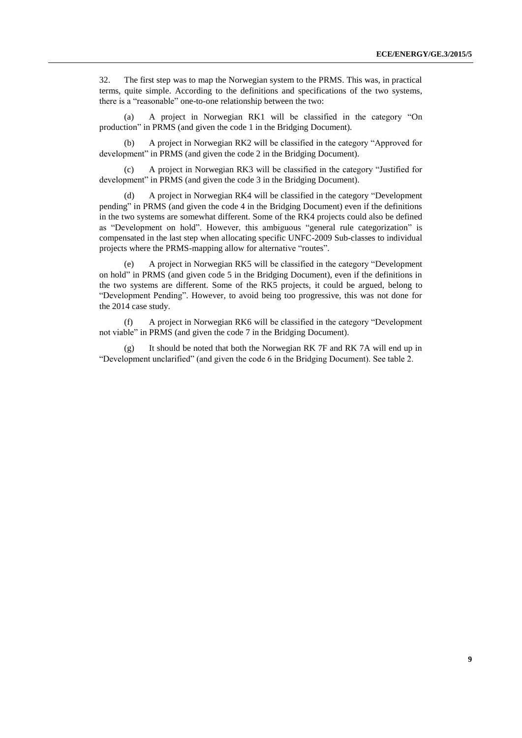32. The first step was to map the Norwegian system to the PRMS. This was, in practical terms, quite simple. According to the definitions and specifications of the two systems, there is a "reasonable" one-to-one relationship between the two:

(a) A project in Norwegian RK1 will be classified in the category "On production" in PRMS (and given the code 1 in the Bridging Document).

(b) A project in Norwegian RK2 will be classified in the category "Approved for development" in PRMS (and given the code 2 in the Bridging Document).

(c) A project in Norwegian RK3 will be classified in the category "Justified for development" in PRMS (and given the code 3 in the Bridging Document).

(d) A project in Norwegian RK4 will be classified in the category "Development pending" in PRMS (and given the code 4 in the Bridging Document) even if the definitions in the two systems are somewhat different. Some of the RK4 projects could also be defined as "Development on hold". However, this ambiguous "general rule categorization" is compensated in the last step when allocating specific UNFC-2009 Sub-classes to individual projects where the PRMS-mapping allow for alternative "routes".

(e) A project in Norwegian RK5 will be classified in the category "Development on hold" in PRMS (and given code 5 in the Bridging Document), even if the definitions in the two systems are different. Some of the RK5 projects, it could be argued, belong to "Development Pending". However, to avoid being too progressive, this was not done for the 2014 case study.

(f) A project in Norwegian RK6 will be classified in the category "Development not viable" in PRMS (and given the code 7 in the Bridging Document).

(g) It should be noted that both the Norwegian RK 7F and RK 7A will end up in "Development unclarified" (and given the code 6 in the Bridging Document). See table 2.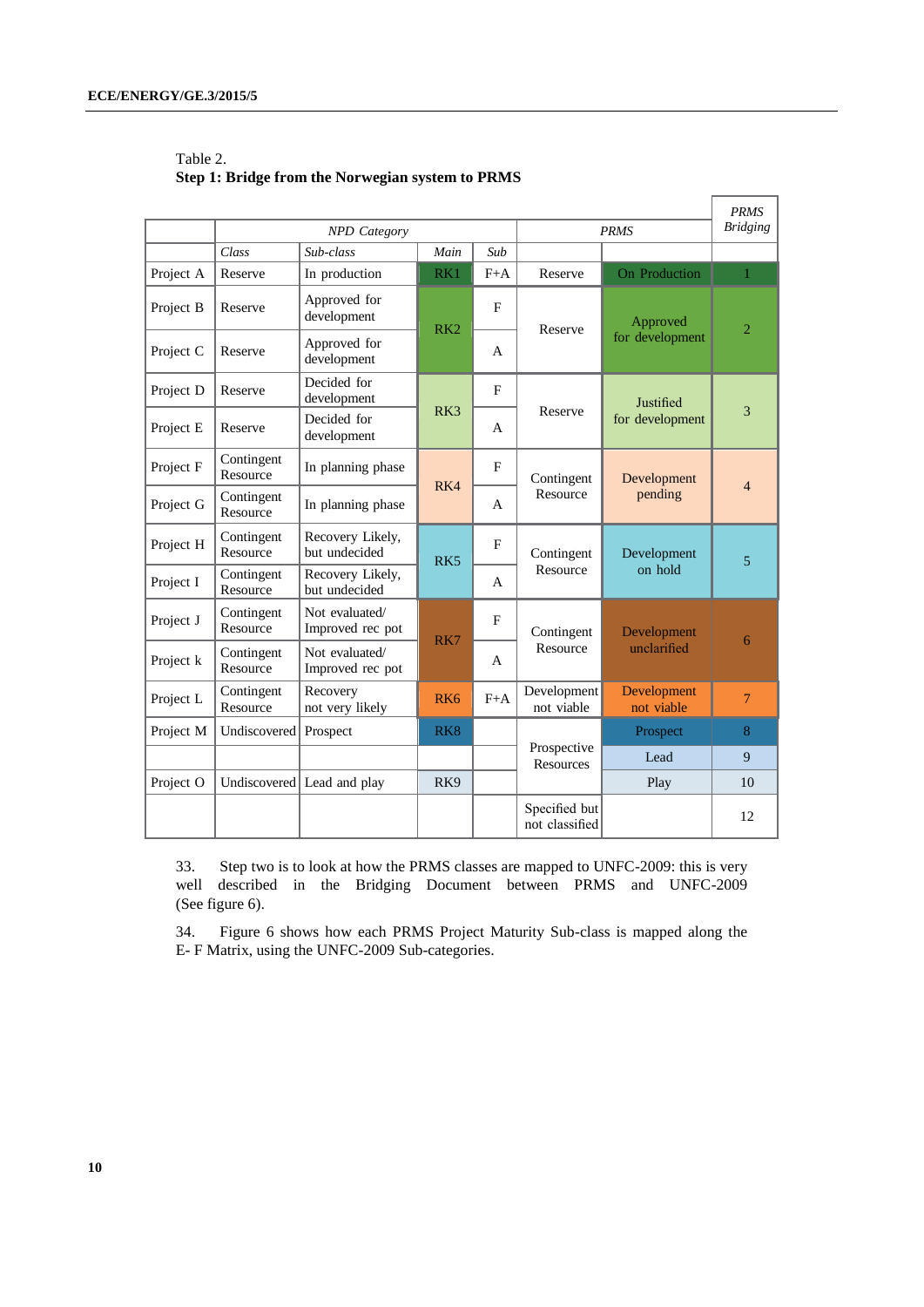Table 2.
**Step 1: Bridge from the Norwegian system to PRMS**

| | *NPD Category* | | | | *PRMS* | | *PRMS Bridging* |
|---|---|---|---|---|---|---|---|
| | *Class* | *Sub-class* | *Main* | *Sub* | | | |
| Project A | Reserve | In production | RK1 | F+A | Reserve | On Production | 1 |
| Project B | Reserve | Approved for development | RK2 | F | Reserve | Approved for development | 2 |
| Project C | Reserve | Approved for development | | A | | | |
| Project D | Reserve | Decided for development | RK3 | F | Reserve | Justified for development | 3 |
| Project E | Reserve | Decided for development | | A | | | |
| Project F | Contingent Resource | In planning phase | RK4 | F | Contingent Resource | Development pending | 4 |
| Project G | Contingent Resource | In planning phase | | A | | | |
| Project H | Contingent Resource | Recovery Likely, but undecided | RK5 | F | Contingent Resource | Development on hold | 5 |
| Project I | Contingent Resource | Recovery Likely, but undecided | | A | | | |
| Project J | Contingent Resource | Not evaluated/ Improved rec pot | RK7 | F | Contingent Resource | Development unclarified | 6 |
| Project k | Contingent Resource | Not evaluated/ Improved rec pot | | A | | | |
| Project L | Contingent Resource | Recovery not very likely | RK6 | F+A | Development not viable | Development not viable | 7 |
| Project M | Undiscovered | Prospect | RK8 | | Prospective Resources | Prospect | 8 |
| | | | | | | Lead | 9 |
| Project O | Undiscovered | Lead and play | RK9 | | | Play | 10 |
| | | | | | Specified but not classified | | 12 |

33. Step two is to look at how the PRMS classes are mapped to UNFC-2009: this is very well described in the Bridging Document between PRMS and UNFC-2009 (See figure 6).

34. Figure 6 shows how each PRMS Project Maturity Sub-class is mapped along the E- F Matrix, using the UNFC-2009 Sub-categories.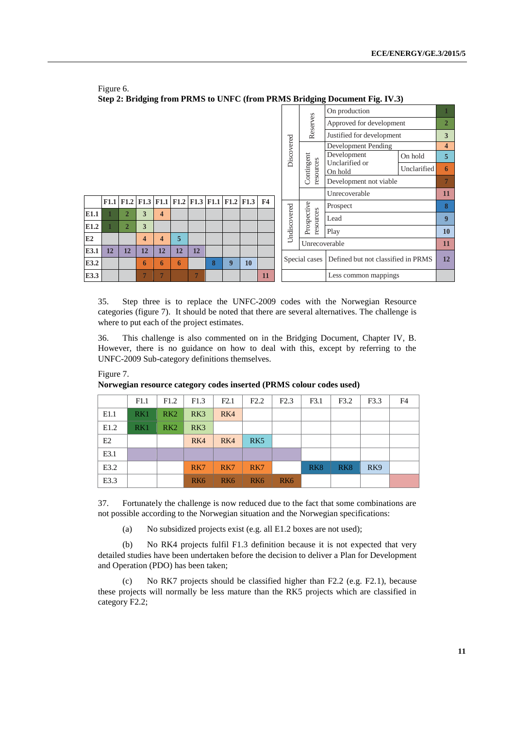Figure 6.

**Step 2: Bridging from PRMS to UNFC (from PRMS Bridging Document Fig. IV.3)**

| | F1.1 | F1.2 | F1.3 | F1.1 | F1.2 | F1.3 | F1.1 | F1.2 | F1.3 | F4 |
|---|---|---|---|---|---|---|---|---|---|---|
| E1.1 | 1 | 2 | 3 | 4 | | | | | | |
| E1.2 | 1 | 2 | 3 | | | | | | | |
| E2 | | | 4 | 4 | 5 | | | | | |
| E3.1 | 12 | 12 | 12 | 12 | 12 | 12 | | | | |
| E3.2 | | | 6 | 6 | 6 | | 8 | 9 | 10 | |
| E3.3 | | | 7 | 7 | | 7 | | | | 11 |

| | | | | |
|---|---|---|---|---|
| Discovered | Reserves | On production | | 1 |
| | | Approved for development | | 2 |
| | | Justified for development | | 3 |
| | Contingent resources | Development Pending | | 4 |
| | | Development Unclarified or On hold | On hold | 5 |
| | | | Unclarified | 6 |
| | | Development not viable | | 7 |
| | | Unrecoverable | | 11 |
| Undiscovered | Prospective resources | Prospect | | 8 |
| | | Lead | | 9 |
| | | Play | | 10 |
| | Unrecoverable | | | 11 |
| Special cases | | Defined but not classified in PRMS | | 12 |
| | | Less common mappings | | |

35. Step three is to replace the UNFC-2009 codes with the Norwegian Resource categories (figure 7). It should be noted that there are several alternatives. The challenge is where to put each of the project estimates.

36. This challenge is also commented on in the Bridging Document, Chapter IV, B. However, there is no guidance on how to deal with this, except by referring to the UNFC-2009 Sub-category definitions themselves.

Figure 7.

**Norwegian resource category codes inserted (PRMS colour codes used)**

| | F1.1 | F1.2 | F1.3 | F2.1 | F2.2 | F2.3 | F3.1 | F3.2 | F3.3 | F4 |
|---|---|---|---|---|---|---|---|---|---|---|
| E1.1 | RK1 | RK2 | RK3 | RK4 | | | | | | |
| E1.2 | RK1 | RK2 | RK3 | | | | | | | |
| E2 | | | RK4 | RK4 | RK5 | | | | | |
| E3.1 | | | | | | | | | | |
| E3.2 | | | RK7 | RK7 | RK7 | | RK8 | RK8 | RK9 | |
| E3.3 | | | RK6 | RK6 | RK6 | RK6 | | | | |

37. Fortunately the challenge is now reduced due to the fact that some combinations are not possible according to the Norwegian situation and the Norwegian specifications:

(a) No subsidized projects exist (e.g. all E1.2 boxes are not used);

(b) No RK4 projects fulfil F1.3 definition because it is not expected that very detailed studies have been undertaken before the decision to deliver a Plan for Development and Operation (PDO) has been taken;

(c) No RK7 projects should be classified higher than F2.2 (e.g. F2.1), because these projects will normally be less mature than the RK5 projects which are classified in category F2.2;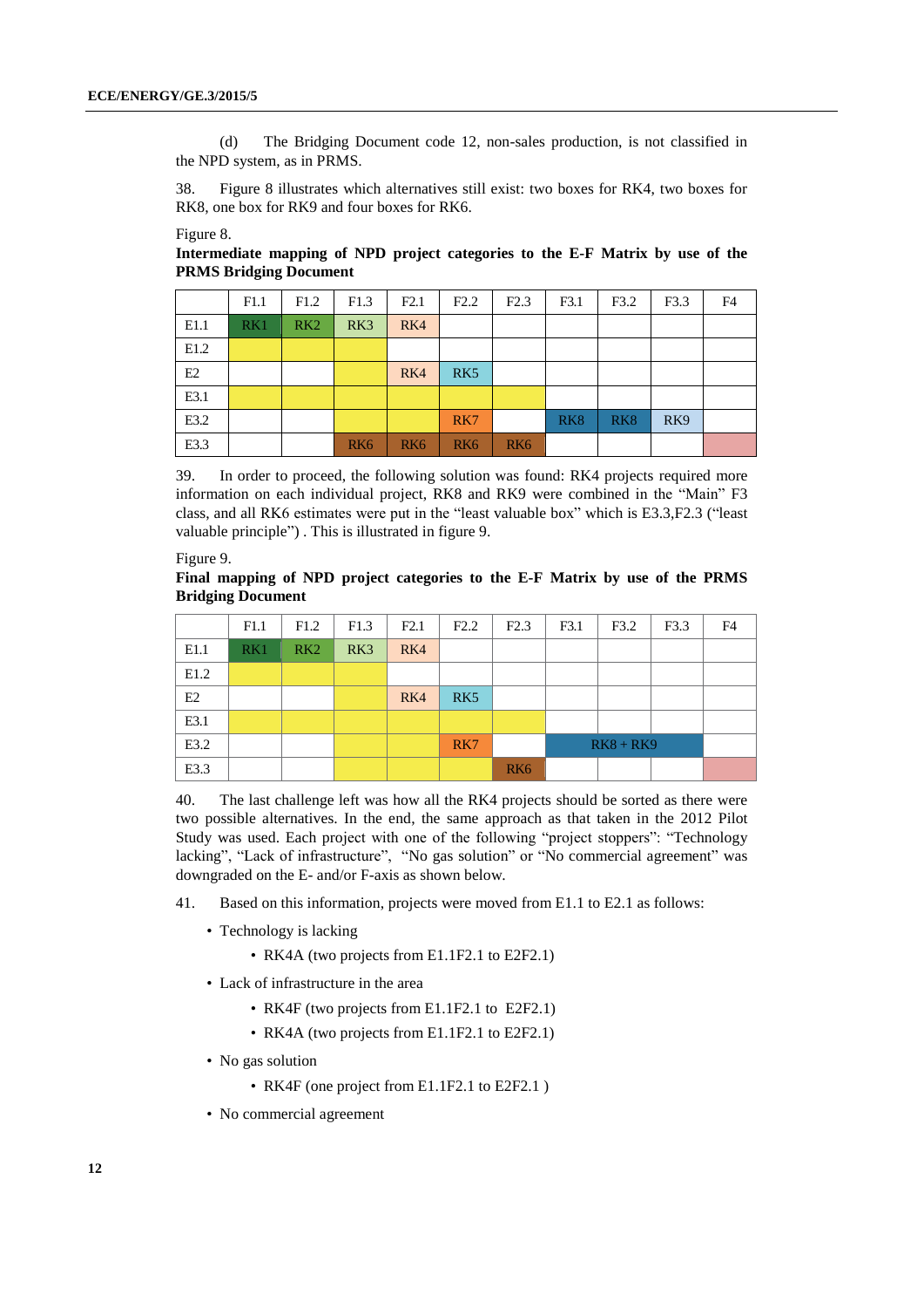(d) The Bridging Document code 12, non-sales production, is not classified in the NPD system, as in PRMS.

38. Figure 8 illustrates which alternatives still exist: two boxes for RK4, two boxes for RK8, one box for RK9 and four boxes for RK6.

Figure 8.

**Intermediate mapping of NPD project categories to the E-F Matrix by use of the PRMS Bridging Document**

| | F1.1 | F1.2 | F1.3 | F2.1 | F2.2 | F2.3 | F3.1 | F3.2 | F3.3 | F4 |
|---|---|---|---|---|---|---|---|---|---|---|
| E1.1 | RK1 | RK2 | RK3 | RK4 | | | | | | |
| E1.2 | | | | | | | | | | |
| E2 | | | | RK4 | RK5 | | | | | |
| E3.1 | | | | | | | | | | |
| E3.2 | | | | | RK7 | | RK8 | RK8 | RK9 | |
| E3.3 | | | RK6 | RK6 | RK6 | RK6 | | | | |

39. In order to proceed, the following solution was found: RK4 projects required more information on each individual project, RK8 and RK9 were combined in the "Main" F3 class, and all RK6 estimates were put in the "least valuable box" which is E3.3,F2.3 ("least valuable principle") . This is illustrated in figure 9.

Figure 9.

**Final mapping of NPD project categories to the E-F Matrix by use of the PRMS Bridging Document**

| | F1.1 | F1.2 | F1.3 | F2.1 | F2.2 | F2.3 | F3.1 | F3.2 | F3.3 | F4 |
|---|---|---|---|---|---|---|---|---|---|---|
| E1.1 | RK1 | RK2 | RK3 | RK4 | | | | | | |
| E1.2 | | | | | | | | | | |
| E2 | | | | RK4 | RK5 | | | | | |
| E3.1 | | | | | | | | | | |
| E3.2 | | | | | RK7 | | RK8 + RK9 | | | |
| E3.3 | | | | | | RK6 | | | | |

40. The last challenge left was how all the RK4 projects should be sorted as there were two possible alternatives. In the end, the same approach as that taken in the 2012 Pilot Study was used. Each project with one of the following "project stoppers": "Technology lacking", "Lack of infrastructure", "No gas solution" or "No commercial agreement" was downgraded on the E- and/or F-axis as shown below.

41. Based on this information, projects were moved from E1.1 to E2.1 as follows:

- Technology is lacking
    - RK4A (two projects from E1.1F2.1 to E2F2.1)
- Lack of infrastructure in the area
    - RK4F (two projects from E1.1F2.1 to E2F2.1)
    - RK4A (two projects from E1.1F2.1 to E2F2.1)
- No gas solution
    - RK4F (one project from E1.1F2.1 to E2F2.1 )
- No commercial agreement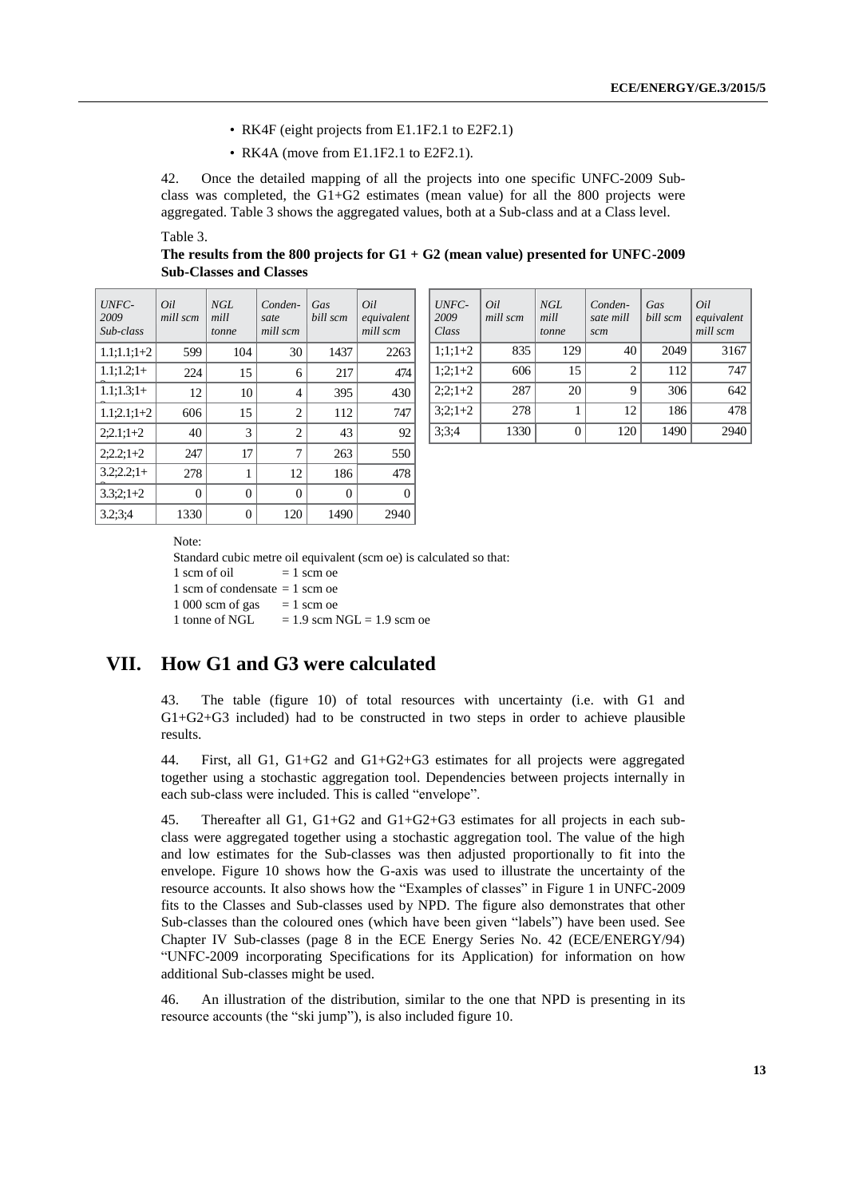- RK4F (eight projects from E1.1F2.1 to E2F2.1)
- RK4A (move from E1.1F2.1 to E2F2.1).

42. Once the detailed mapping of all the projects into one specific UNFC-2009 Sub-class was completed, the G1+G2 estimates (mean value) for all the 800 projects were aggregated. Table 3 shows the aggregated values, both at a Sub-class and at a Class level.

Table 3.

**The results from the 800 projects for G1 + G2 (mean value) presented for UNFC-2009 Sub-Classes and Classes**

| *UNFC-2009 Sub-class* | *Oil mill scm* | *NGL mill tonne* | *Conden-sate mill scm* | *Gas bill scm* | *Oil equivalent mill scm* |
|---|---|---|---|---|---|
| 1.1;1.1;1+2 | 599 | 104 | 30 | 1437 | 2263 |
| 1.1;1.2;1+2 | 224 | 15 | 6 | 217 | 474 |
| 1.1;1.3;1+2 | 12 | 10 | 4 | 395 | 430 |
| 1.1;2.1;1+2 | 606 | 15 | 2 | 112 | 747 |
| 2;2.1;1+2 | 40 | 3 | 2 | 43 | 92 |
| 2;2.2;1+2 | 247 | 17 | 7 | 263 | 550 |
| 3.2;2.2;1+2 | 278 | 1 | 12 | 186 | 478 |
| 3.3;2;1+2 | 0 | 0 | 0 | 0 | 0 |
| 3.2;3;4 | 1330 | 0 | 120 | 1490 | 2940 |

| *UNFC-2009 Class* | *Oil mill scm* | *NGL mill tonne* | *Conden-sate mill scm* | *Gas bill scm* | *Oil equivalent mill scm* |
|---|---|---|---|---|---|
| 1;1;1+2 | 835 | 129 | 40 | 2049 | 3167 |
| 1;2;1+2 | 606 | 15 | 2 | 112 | 747 |
| 2;2;1+2 | 287 | 20 | 9 | 306 | 642 |
| 3;2;1+2 | 278 | 1 | 12 | 186 | 478 |
| 3;3;4 | 1330 | 0 | 120 | 1490 | 2940 |

Note:

Standard cubic metre oil equivalent (scm oe) is calculated so that:

1 scm of oil = 1 scm oe

1 scm of condensate = 1 scm oe

1 000 scm of gas = 1 scm oe

1 tonne of NGL = 1.9 scm NGL = 1.9 scm oe

## VII. How G1 and G3 were calculated

43. The table (figure 10) of total resources with uncertainty (i.e. with G1 and G1+G2+G3 included) had to be constructed in two steps in order to achieve plausible results.

44. First, all G1, G1+G2 and G1+G2+G3 estimates for all projects were aggregated together using a stochastic aggregation tool. Dependencies between projects internally in each sub-class were included. This is called "envelope".

45. Thereafter all G1, G1+G2 and G1+G2+G3 estimates for all projects in each sub-class were aggregated together using a stochastic aggregation tool. The value of the high and low estimates for the Sub-classes was then adjusted proportionally to fit into the envelope. Figure 10 shows how the G-axis was used to illustrate the uncertainty of the resource accounts. It also shows how the "Examples of classes" in Figure 1 in UNFC-2009 fits to the Classes and Sub-classes used by NPD. The figure also demonstrates that other Sub-classes than the coloured ones (which have been given "labels") have been used. See Chapter IV Sub-classes (page 8 in the ECE Energy Series No. 42 (ECE/ENERGY/94) "UNFC-2009 incorporating Specifications for its Application) for information on how additional Sub-classes might be used.

46. An illustration of the distribution, similar to the one that NPD is presenting in its resource accounts (the "ski jump"), is also included figure 10.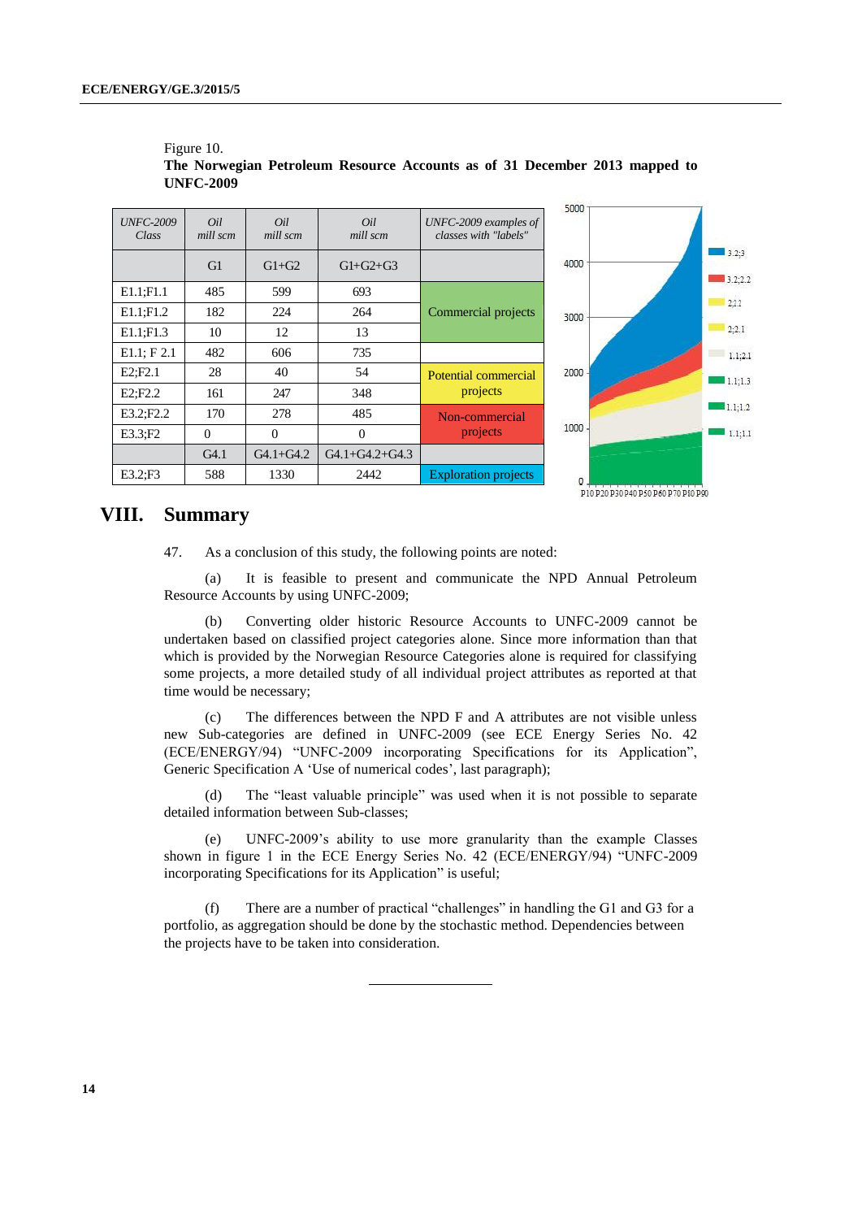Figure 10.
**The Norwegian Petroleum Resource Accounts as of 31 December 2013 mapped to UNFC-2009**

| *UNFC-2009 Class* | *Oil mill scm* | *Oil mill scm* | *Oil mill scm* | *UNFC-2009 examples of classes with "labels"* |
|---|---|---|---|---|
| | G1 | G1+G2 | G1+G2+G3 | |
| E1.1;F1.1 | 485 | 599 | 693 | Commercial projects |
| E1.1;F1.2 | 182 | 224 | 264 | |
| E1.1;F1.3 | 10 | 12 | 13 | |
| E1.1; F 2.1 | 482 | 606 | 735 | |
| E2;F2.1 | 28 | 40 | 54 | Potential commercial projects |
| E2;F2.2 | 161 | 247 | 348 | |
| E3.2;F2.2 | 170 | 278 | 485 | Non-commercial projects |
| E3.3;F2 | 0 | 0 | 0 | |
| | G4.1 | G4.1+G4.2 | G4.1+G4.2+G4.3 | |
| E3.2;F3 | 588 | 1330 | 2442 | Exploration projects |

5000
4000
3000
2000
1000
0
P10 P20 P30 P40 P50 P60 P70 P80 P90
3.2;3
3.2;2.2
2;1
2;2.1
1.1;2.1
1.1;1.3
1.1;1.2
1.1;1.1

# VIII. Summary

47. As a conclusion of this study, the following points are noted:

(a) It is feasible to present and communicate the NPD Annual Petroleum Resource Accounts by using UNFC-2009;

(b) Converting older historic Resource Accounts to UNFC-2009 cannot be undertaken based on classified project categories alone. Since more information than that which is provided by the Norwegian Resource Categories alone is required for classifying some projects, a more detailed study of all individual project attributes as reported at that time would be necessary;

(c) The differences between the NPD F and A attributes are not visible unless new Sub-categories are defined in UNFC-2009 (see ECE Energy Series No. 42 (ECE/ENERGY/94) "UNFC-2009 incorporating Specifications for its Application", Generic Specification A 'Use of numerical codes', last paragraph);

(d) The "least valuable principle" was used when it is not possible to separate detailed information between Sub-classes;

(e) UNFC-2009's ability to use more granularity than the example Classes shown in figure 1 in the ECE Energy Series No. 42 (ECE/ENERGY/94) "UNFC-2009 incorporating Specifications for its Application" is useful;

(f) There are a number of practical "challenges" in handling the G1 and G3 for a portfolio, as aggregation should be done by the stochastic method. Dependencies between the projects have to be taken into consideration.